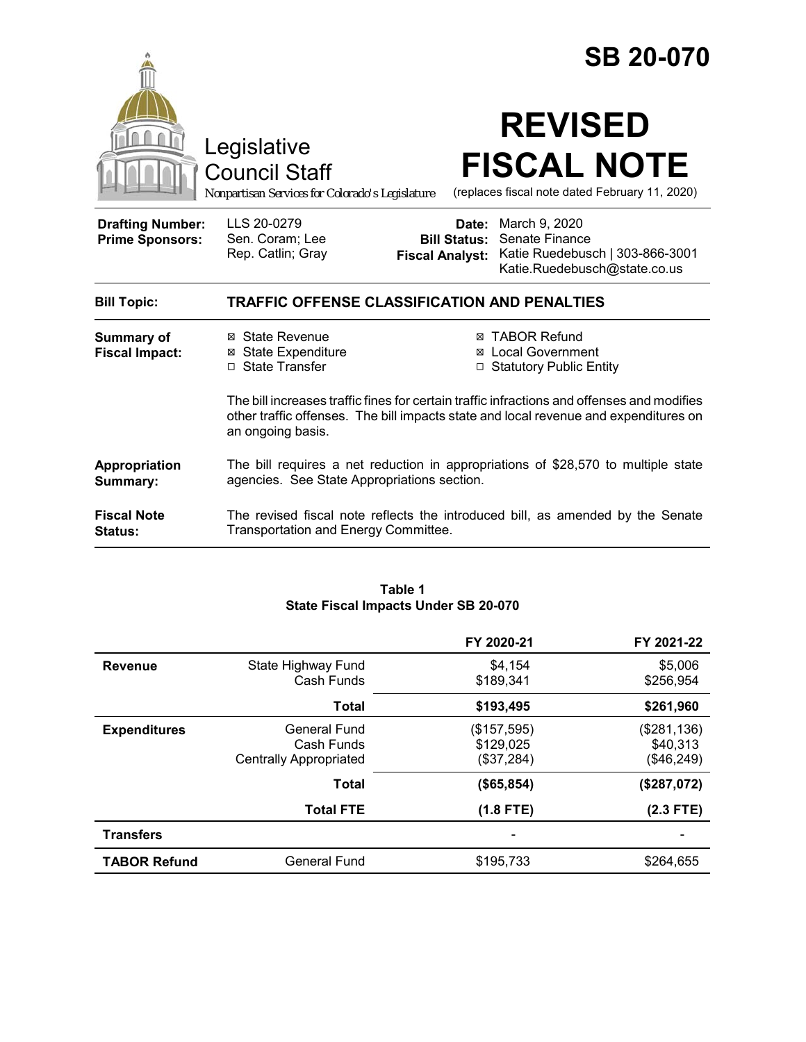# SB 20-070

Legislative Council Staff

*Nonpartisan Services for Colorado's Legislature*

# REVISED FISCAL NOTE

(replaces fiscal note dated February 11, 2020)

| | | | |
|---|---|---|---|
| **Drafting Number:** | LLS 20-0279 | **Date:** | March 9, 2020 |
| **Prime Sponsors:** | Sen. Coram; Lee<br>Rep. Catlin; Gray | **Bill Status:** | Senate Finance |
| | | **Fiscal Analyst:** | Katie Ruedebusch \| 303-866-3001<br>Katie.Ruedebusch@state.co.us |

**Bill Topic:** **TRAFFIC OFFENSE CLASSIFICATION AND PENALTIES**

**Summary of Fiscal Impact:**

- ☒ State Revenue
- ☒ State Expenditure
- ☐ State Transfer
- ☒ TABOR Refund
- ☒ Local Government
- ☐ Statutory Public Entity

The bill increases traffic fines for certain traffic infractions and offenses and modifies other traffic offenses. The bill impacts state and local revenue and expenditures on an ongoing basis.

**Appropriation Summary:** The bill requires a net reduction in appropriations of $28,570 to multiple state agencies. See State Appropriations section.

**Fiscal Note Status:** The revised fiscal note reflects the introduced bill, as amended by the Senate Transportation and Energy Committee.

**Table 1**
**State Fiscal Impacts Under SB 20-070**

| | | FY 2020-21 | FY 2021-22 |
|---|---|---|---|
| **Revenue** | State Highway Fund | $4,154 | $5,006 |
| | Cash Funds | $189,341 | $256,954 |
| | **Total** | **$193,495** | **$261,960** |
| **Expenditures** | General Fund | ($157,595) | ($281,136) |
| | Cash Funds | $129,025 | $40,313 |
| | Centrally Appropriated | ($37,284) | ($46,249) |
| | **Total** | **($65,854)** | **($287,072)** |
| | **Total FTE** | **(1.8 FTE)** | **(2.3 FTE)** |
| **Transfers** | | - | - |
| **TABOR Refund** | General Fund | $195,733 | $264,655 |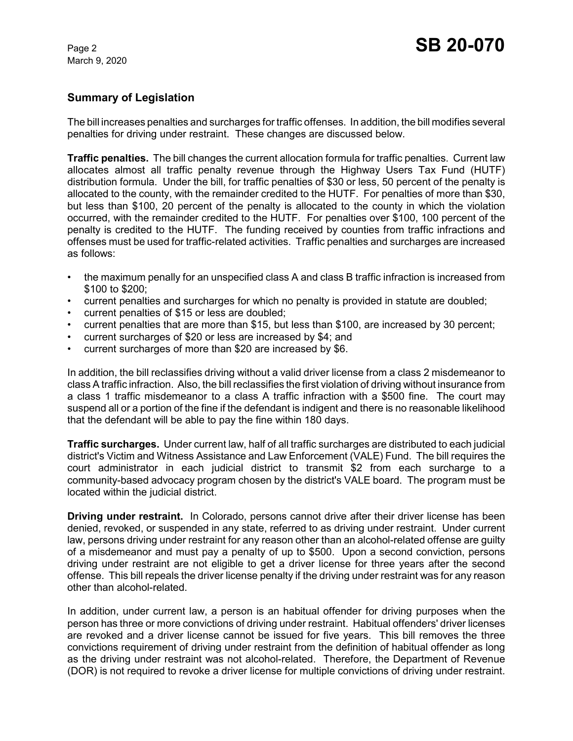## Summary of Legislation

The bill increases penalties and surcharges for traffic offenses. In addition, the bill modifies several penalties for driving under restraint. These changes are discussed below.

**Traffic penalties.** The bill changes the current allocation formula for traffic penalties. Current law allocates almost all traffic penalty revenue through the Highway Users Tax Fund (HUTF) distribution formula. Under the bill, for traffic penalties of $30 or less, 50 percent of the penalty is allocated to the county, with the remainder credited to the HUTF. For penalties of more than $30, but less than $100, 20 percent of the penalty is allocated to the county in which the violation occurred, with the remainder credited to the HUTF. For penalties over $100, 100 percent of the penalty is credited to the HUTF. The funding received by counties from traffic infractions and offenses must be used for traffic-related activities. Traffic penalties and surcharges are increased as follows:

- the maximum penally for an unspecified class A and class B traffic infraction is increased from $100 to $200;
- current penalties and surcharges for which no penalty is provided in statute are doubled;
- current penalties of $15 or less are doubled;
- current penalties that are more than $15, but less than $100, are increased by 30 percent;
- current surcharges of $20 or less are increased by $4; and
- current surcharges of more than $20 are increased by $6.

In addition, the bill reclassifies driving without a valid driver license from a class 2 misdemeanor to class A traffic infraction. Also, the bill reclassifies the first violation of driving without insurance from a class 1 traffic misdemeanor to a class A traffic infraction with a $500 fine. The court may suspend all or a portion of the fine if the defendant is indigent and there is no reasonable likelihood that the defendant will be able to pay the fine within 180 days.

**Traffic surcharges.** Under current law, half of all traffic surcharges are distributed to each judicial district's Victim and Witness Assistance and Law Enforcement (VALE) Fund. The bill requires the court administrator in each judicial district to transmit $2 from each surcharge to a community-based advocacy program chosen by the district's VALE board. The program must be located within the judicial district.

**Driving under restraint.** In Colorado, persons cannot drive after their driver license has been denied, revoked, or suspended in any state, referred to as driving under restraint. Under current law, persons driving under restraint for any reason other than an alcohol-related offense are guilty of a misdemeanor and must pay a penalty of up to $500. Upon a second conviction, persons driving under restraint are not eligible to get a driver license for three years after the second offense. This bill repeals the driver license penalty if the driving under restraint was for any reason other than alcohol-related.

In addition, under current law, a person is an habitual offender for driving purposes when the person has three or more convictions of driving under restraint. Habitual offenders' driver licenses are revoked and a driver license cannot be issued for five years. This bill removes the three convictions requirement of driving under restraint from the definition of habitual offender as long as the driving under restraint was not alcohol-related. Therefore, the Department of Revenue (DOR) is not required to revoke a driver license for multiple convictions of driving under restraint.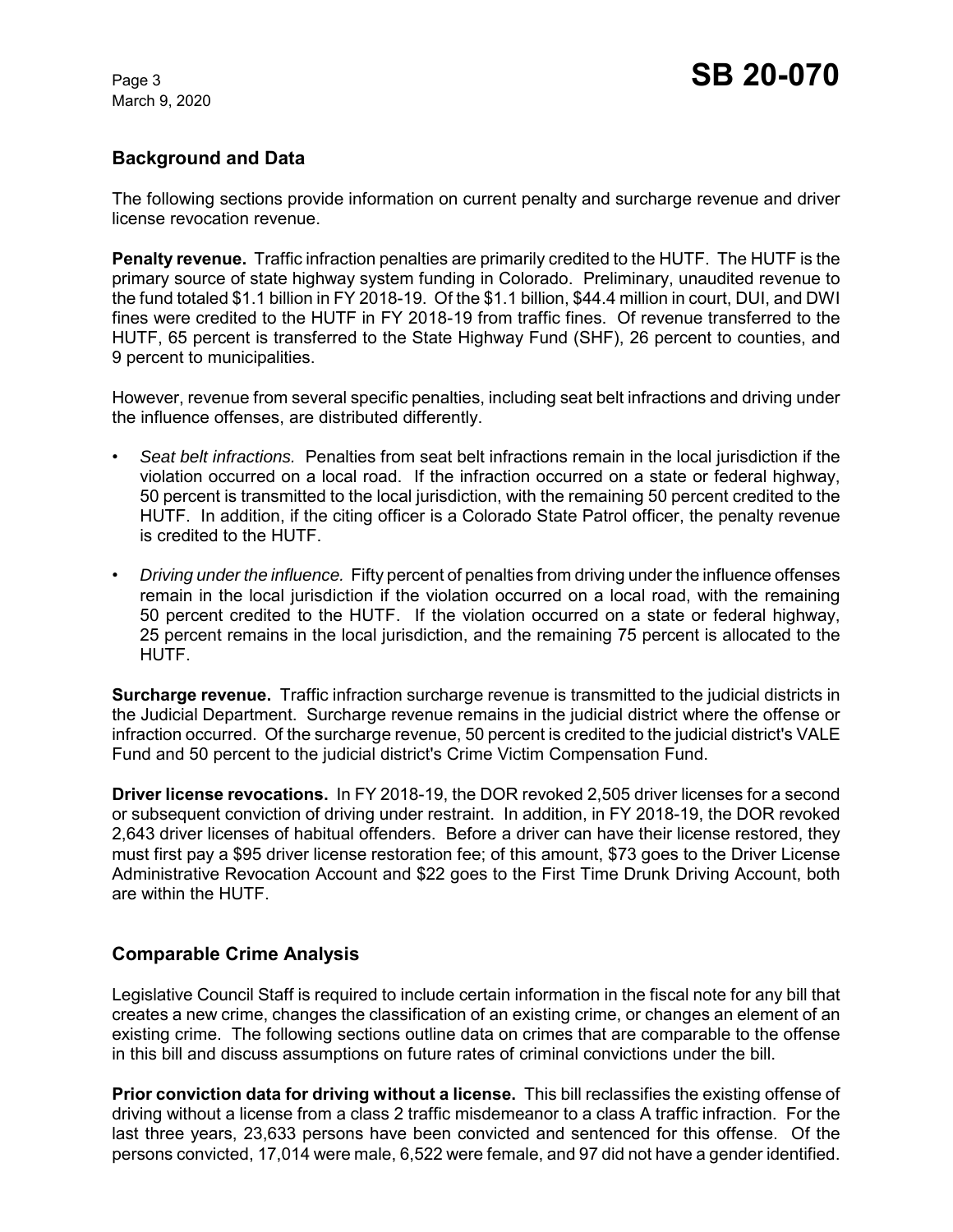## Background and Data

The following sections provide information on current penalty and surcharge revenue and driver license revocation revenue.

**Penalty revenue.** Traffic infraction penalties are primarily credited to the HUTF. The HUTF is the primary source of state highway system funding in Colorado. Preliminary, unaudited revenue to the fund totaled $1.1 billion in FY 2018-19. Of the $1.1 billion, $44.4 million in court, DUI, and DWI fines were credited to the HUTF in FY 2018-19 from traffic fines. Of revenue transferred to the HUTF, 65 percent is transferred to the State Highway Fund (SHF), 26 percent to counties, and 9 percent to municipalities.

However, revenue from several specific penalties, including seat belt infractions and driving under the influence offenses, are distributed differently.

- *Seat belt infractions.* Penalties from seat belt infractions remain in the local jurisdiction if the violation occurred on a local road. If the infraction occurred on a state or federal highway, 50 percent is transmitted to the local jurisdiction, with the remaining 50 percent credited to the HUTF. In addition, if the citing officer is a Colorado State Patrol officer, the penalty revenue is credited to the HUTF.
- *Driving under the influence.* Fifty percent of penalties from driving under the influence offenses remain in the local jurisdiction if the violation occurred on a local road, with the remaining 50 percent credited to the HUTF. If the violation occurred on a state or federal highway, 25 percent remains in the local jurisdiction, and the remaining 75 percent is allocated to the HUTF.

**Surcharge revenue.** Traffic infraction surcharge revenue is transmitted to the judicial districts in the Judicial Department. Surcharge revenue remains in the judicial district where the offense or infraction occurred. Of the surcharge revenue, 50 percent is credited to the judicial district's VALE Fund and 50 percent to the judicial district's Crime Victim Compensation Fund.

**Driver license revocations.** In FY 2018-19, the DOR revoked 2,505 driver licenses for a second or subsequent conviction of driving under restraint. In addition, in FY 2018-19, the DOR revoked 2,643 driver licenses of habitual offenders. Before a driver can have their license restored, they must first pay a $95 driver license restoration fee; of this amount, $73 goes to the Driver License Administrative Revocation Account and $22 goes to the First Time Drunk Driving Account, both are within the HUTF.

## Comparable Crime Analysis

Legislative Council Staff is required to include certain information in the fiscal note for any bill that creates a new crime, changes the classification of an existing crime, or changes an element of an existing crime. The following sections outline data on crimes that are comparable to the offense in this bill and discuss assumptions on future rates of criminal convictions under the bill.

**Prior conviction data for driving without a license.** This bill reclassifies the existing offense of driving without a license from a class 2 traffic misdemeanor to a class A traffic infraction. For the last three years, 23,633 persons have been convicted and sentenced for this offense. Of the persons convicted, 17,014 were male, 6,522 were female, and 97 did not have a gender identified.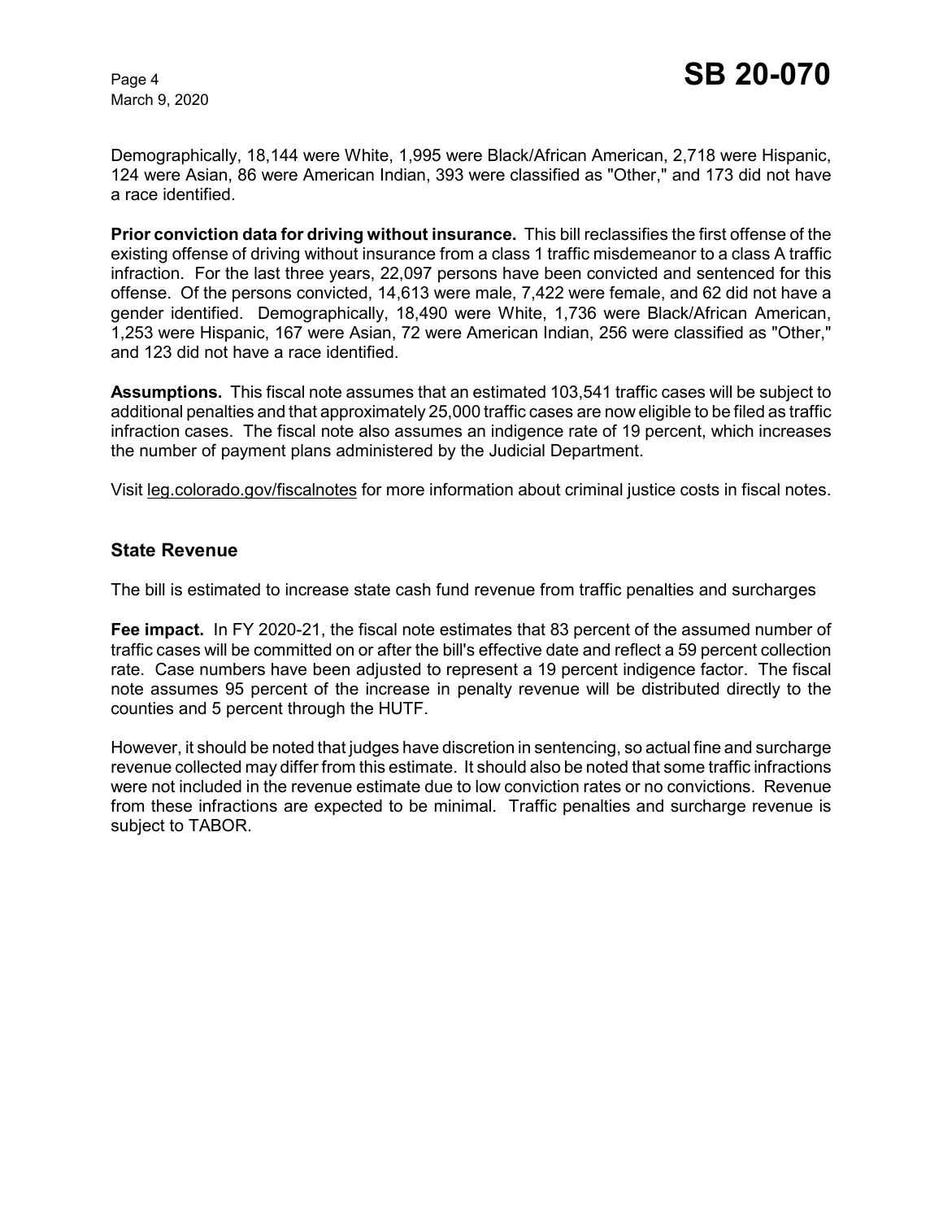Demographically, 18,144 were White, 1,995 were Black/African American, 2,718 were Hispanic, 124 were Asian, 86 were American Indian, 393 were classified as "Other," and 173 did not have a race identified.

**Prior conviction data for driving without insurance.** This bill reclassifies the first offense of the existing offense of driving without insurance from a class 1 traffic misdemeanor to a class A traffic infraction. For the last three years, 22,097 persons have been convicted and sentenced for this offense. Of the persons convicted, 14,613 were male, 7,422 were female, and 62 did not have a gender identified. Demographically, 18,490 were White, 1,736 were Black/African American, 1,253 were Hispanic, 167 were Asian, 72 were American Indian, 256 were classified as "Other," and 123 did not have a race identified.

**Assumptions.** This fiscal note assumes that an estimated 103,541 traffic cases will be subject to additional penalties and that approximately 25,000 traffic cases are now eligible to be filed as traffic infraction cases. The fiscal note also assumes an indigence rate of 19 percent, which increases the number of payment plans administered by the Judicial Department.

Visit leg.colorado.gov/fiscalnotes for more information about criminal justice costs in fiscal notes.

## State Revenue

The bill is estimated to increase state cash fund revenue from traffic penalties and surcharges

**Fee impact.** In FY 2020-21, the fiscal note estimates that 83 percent of the assumed number of traffic cases will be committed on or after the bill's effective date and reflect a 59 percent collection rate. Case numbers have been adjusted to represent a 19 percent indigence factor. The fiscal note assumes 95 percent of the increase in penalty revenue will be distributed directly to the counties and 5 percent through the HUTF.

However, it should be noted that judges have discretion in sentencing, so actual fine and surcharge revenue collected may differ from this estimate. It should also be noted that some traffic infractions were not included in the revenue estimate due to low conviction rates or no convictions. Revenue from these infractions are expected to be minimal. Traffic penalties and surcharge revenue is subject to TABOR.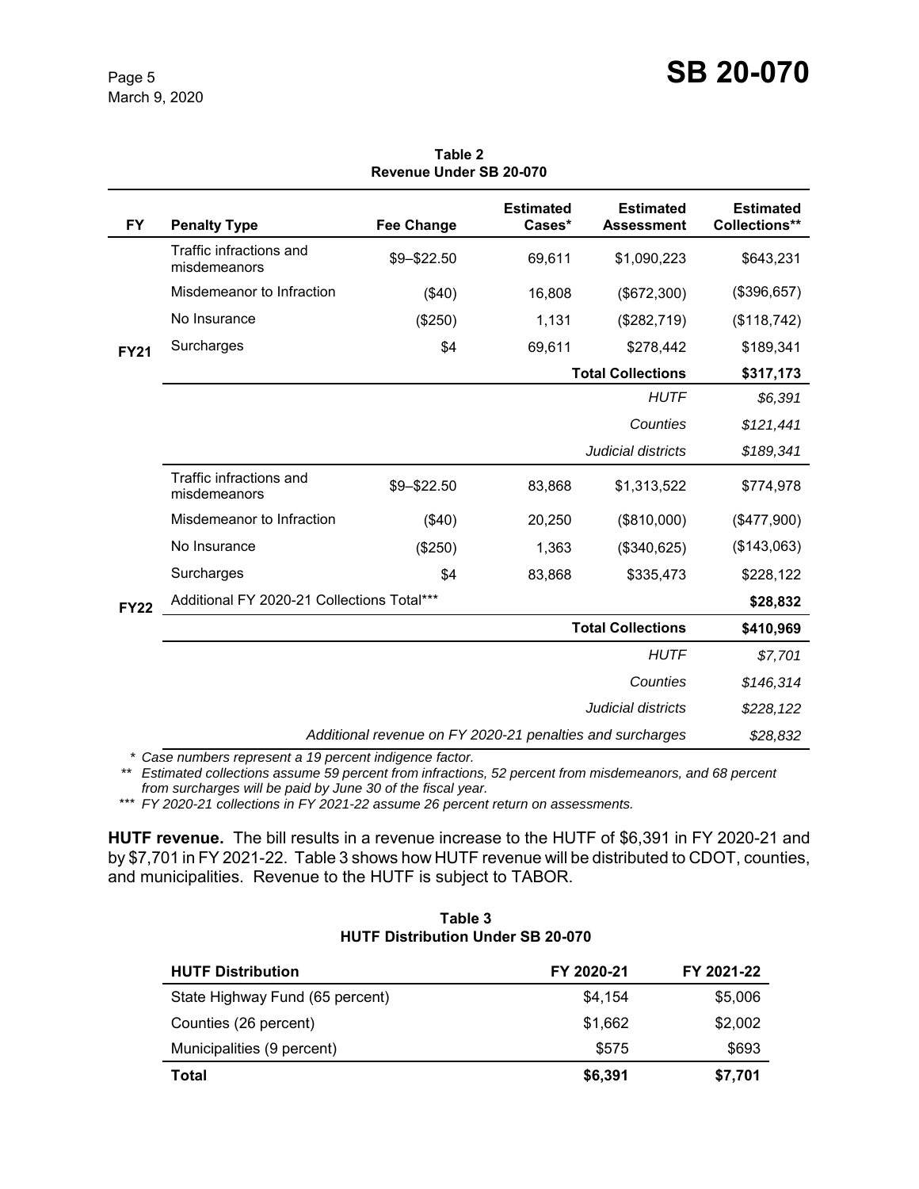**Table 2**
**Revenue Under SB 20-070**

| FY | Penalty Type | Fee Change | Estimated Cases* | Estimated Assessment | Estimated Collections** |
|---|---|---|---|---|---|
| FY21 | Traffic infractions and misdemeanors | $9–$22.50 | 69,611 | $1,090,223 | $643,231 |
| | Misdemeanor to Infraction | ($40) | 16,808 | ($672,300) | ($396,657) |
| | No Insurance | ($250) | 1,131 | ($282,719) | ($118,742) |
| | Surcharges | $4 | 69,611 | $278,442 | $189,341 |
| | | | | **Total Collections** | **$317,173** |
| | | | | *HUTF* | *$6,391* |
| | | | | *Counties* | *$121,441* |
| | | | | *Judicial districts* | *$189,341* |
| FY22 | Traffic infractions and misdemeanors | $9–$22.50 | 83,868 | $1,313,522 | $774,978 |
| | Misdemeanor to Infraction | ($40) | 20,250 | ($810,000) | ($477,900) |
| | No Insurance | ($250) | 1,363 | ($340,625) | ($143,063) |
| | Surcharges | $4 | 83,868 | $335,473 | $228,122 |
| | Additional FY 2020-21 Collections Total*** | | | | **$28,832** |
| | | | | **Total Collections** | **$410,969** |
| | | | | *HUTF* | *$7,701* |
| | | | | *Counties* | *$146,314* |
| | | | | *Judicial districts* | *$228,122* |
| | *Additional revenue on FY 2020-21 penalties and surcharges* | | | | *$28,832* |

\* *Case numbers represent a 19 percent indigence factor.*
\*\* *Estimated collections assume 59 percent from infractions, 52 percent from misdemeanors, and 68 percent from surcharges will be paid by June 30 of the fiscal year.*
\*\*\* *FY 2020-21 collections in FY 2021-22 assume 26 percent return on assessments.*

**HUTF revenue.** The bill results in a revenue increase to the HUTF of $6,391 in FY 2020-21 and by $7,701 in FY 2021-22. Table 3 shows how HUTF revenue will be distributed to CDOT, counties, and municipalities. Revenue to the HUTF is subject to TABOR.

**Table 3**
**HUTF Distribution Under SB 20-070**

| HUTF Distribution | FY 2020-21 | FY 2021-22 |
|---|---|---|
| State Highway Fund (65 percent) | $4,154 | $5,006 |
| Counties (26 percent) | $1,662 | $2,002 |
| Municipalities (9 percent) | $575 | $693 |
| **Total** | **$6,391** | **$7,701** |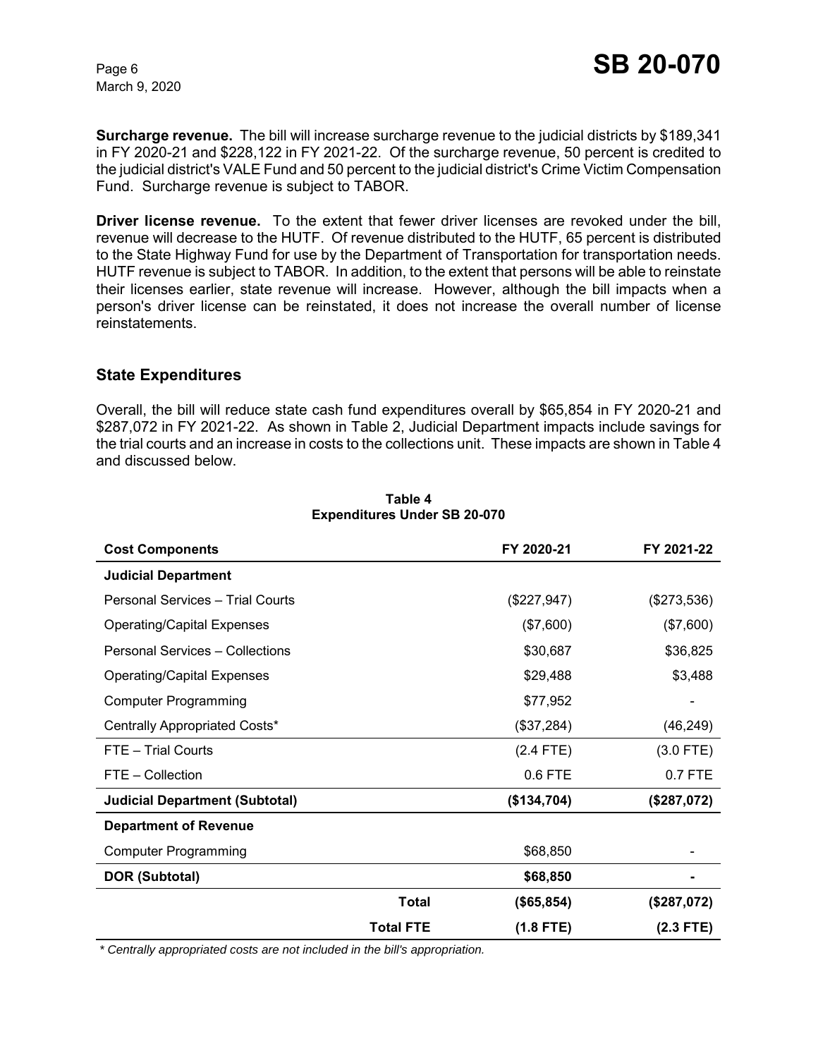**Surcharge revenue.** The bill will increase surcharge revenue to the judicial districts by $189,341 in FY 2020-21 and $228,122 in FY 2021-22. Of the surcharge revenue, 50 percent is credited to the judicial district's VALE Fund and 50 percent to the judicial district's Crime Victim Compensation Fund. Surcharge revenue is subject to TABOR.

**Driver license revenue.** To the extent that fewer driver licenses are revoked under the bill, revenue will decrease to the HUTF. Of revenue distributed to the HUTF, 65 percent is distributed to the State Highway Fund for use by the Department of Transportation for transportation needs. HUTF revenue is subject to TABOR. In addition, to the extent that persons will be able to reinstate their licenses earlier, state revenue will increase. However, although the bill impacts when a person's driver license can be reinstated, it does not increase the overall number of license reinstatements.

## State Expenditures

Overall, the bill will reduce state cash fund expenditures overall by $65,854 in FY 2020-21 and $287,072 in FY 2021-22. As shown in Table 2, Judicial Department impacts include savings for the trial courts and an increase in costs to the collections unit. These impacts are shown in Table 4 and discussed below.

**Table 4**
**Expenditures Under SB 20-070**

| Cost Components | FY 2020-21 | FY 2021-22 |
|---|---|---|
| **Judicial Department** | | |
| Personal Services – Trial Courts | ($227,947) | ($273,536) |
| Operating/Capital Expenses | ($7,600) | ($7,600) |
| Personal Services – Collections | $30,687 | $36,825 |
| Operating/Capital Expenses | $29,488 | $3,488 |
| Computer Programming | $77,952 | - |
| Centrally Appropriated Costs* | ($37,284) | (46,249) |
| FTE – Trial Courts | (2.4 FTE) | (3.0 FTE) |
| FTE – Collection | 0.6 FTE | 0.7 FTE |
| **Judicial Department (Subtotal)** | **($134,704)** | **($287,072)** |
| **Department of Revenue** | | |
| Computer Programming | $68,850 | - |
| **DOR (Subtotal)** | **$68,850** | **-** |
| **Total** | **($65,854)** | **($287,072)** |
| **Total FTE** | **(1.8 FTE)** | **(2.3 FTE)** |

*\* Centrally appropriated costs are not included in the bill's appropriation.*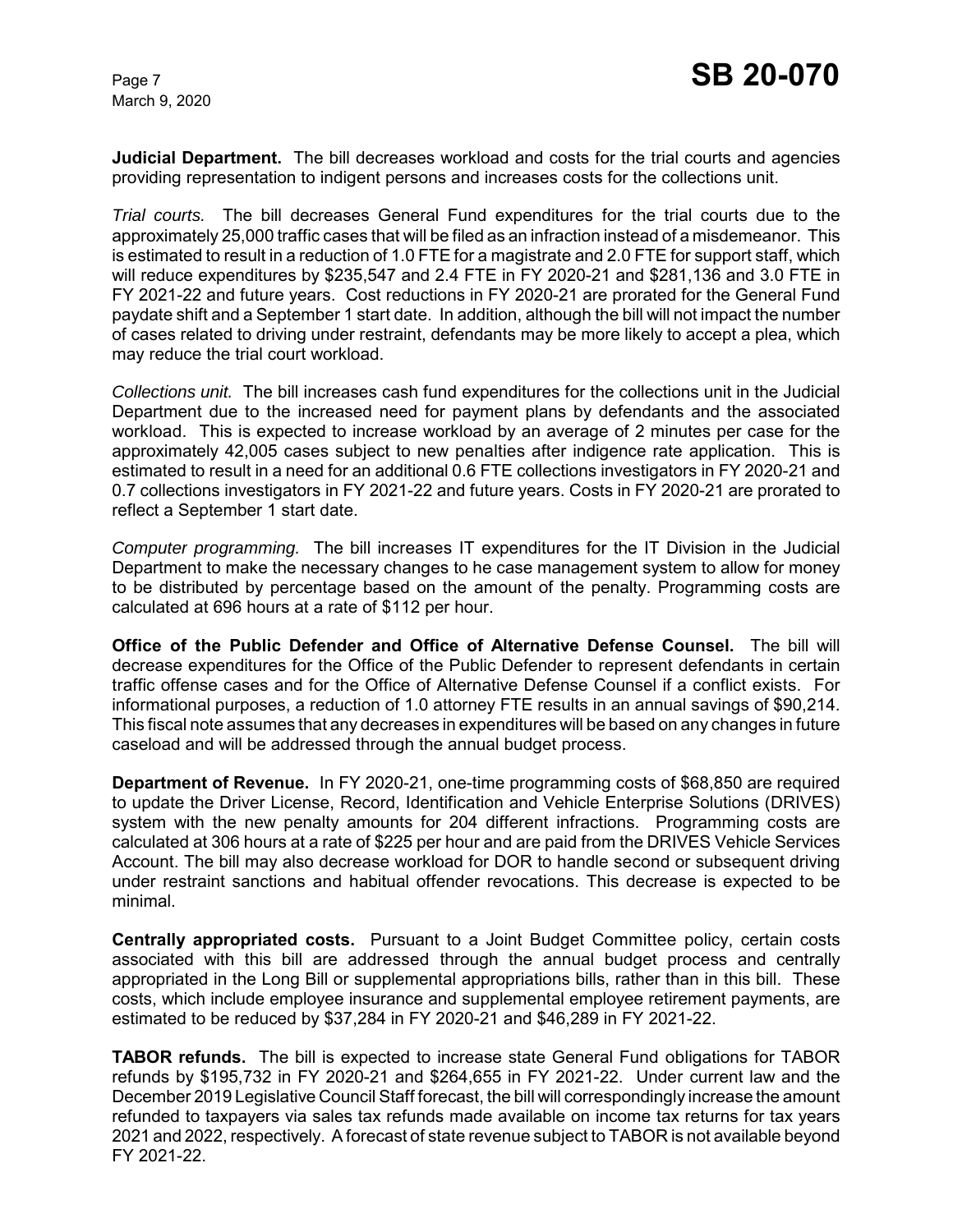**Judicial Department.** The bill decreases workload and costs for the trial courts and agencies providing representation to indigent persons and increases costs for the collections unit.

*Trial courts.* The bill decreases General Fund expenditures for the trial courts due to the approximately 25,000 traffic cases that will be filed as an infraction instead of a misdemeanor. This is estimated to result in a reduction of 1.0 FTE for a magistrate and 2.0 FTE for support staff, which will reduce expenditures by $235,547 and 2.4 FTE in FY 2020-21 and $281,136 and 3.0 FTE in FY 2021-22 and future years. Cost reductions in FY 2020-21 are prorated for the General Fund paydate shift and a September 1 start date. In addition, although the bill will not impact the number of cases related to driving under restraint, defendants may be more likely to accept a plea, which may reduce the trial court workload.

*Collections unit.* The bill increases cash fund expenditures for the collections unit in the Judicial Department due to the increased need for payment plans by defendants and the associated workload. This is expected to increase workload by an average of 2 minutes per case for the approximately 42,005 cases subject to new penalties after indigence rate application. This is estimated to result in a need for an additional 0.6 FTE collections investigators in FY 2020-21 and 0.7 collections investigators in FY 2021-22 and future years. Costs in FY 2020-21 are prorated to reflect a September 1 start date.

*Computer programming.* The bill increases IT expenditures for the IT Division in the Judicial Department to make the necessary changes to he case management system to allow for money to be distributed by percentage based on the amount of the penalty. Programming costs are calculated at 696 hours at a rate of $112 per hour.

**Office of the Public Defender and Office of Alternative Defense Counsel.** The bill will decrease expenditures for the Office of the Public Defender to represent defendants in certain traffic offense cases and for the Office of Alternative Defense Counsel if a conflict exists. For informational purposes, a reduction of 1.0 attorney FTE results in an annual savings of $90,214. This fiscal note assumes that any decreases in expenditures will be based on any changes in future caseload and will be addressed through the annual budget process.

**Department of Revenue.** In FY 2020-21, one-time programming costs of $68,850 are required to update the Driver License, Record, Identification and Vehicle Enterprise Solutions (DRIVES) system with the new penalty amounts for 204 different infractions. Programming costs are calculated at 306 hours at a rate of $225 per hour and are paid from the DRIVES Vehicle Services Account. The bill may also decrease workload for DOR to handle second or subsequent driving under restraint sanctions and habitual offender revocations. This decrease is expected to be minimal.

**Centrally appropriated costs.** Pursuant to a Joint Budget Committee policy, certain costs associated with this bill are addressed through the annual budget process and centrally appropriated in the Long Bill or supplemental appropriations bills, rather than in this bill. These costs, which include employee insurance and supplemental employee retirement payments, are estimated to be reduced by $37,284 in FY 2020-21 and $46,289 in FY 2021-22.

**TABOR refunds.** The bill is expected to increase state General Fund obligations for TABOR refunds by $195,732 in FY 2020-21 and $264,655 in FY 2021-22. Under current law and the December 2019 Legislative Council Staff forecast, the bill will correspondingly increase the amount refunded to taxpayers via sales tax refunds made available on income tax returns for tax years 2021 and 2022, respectively. A forecast of state revenue subject to TABOR is not available beyond FY 2021-22.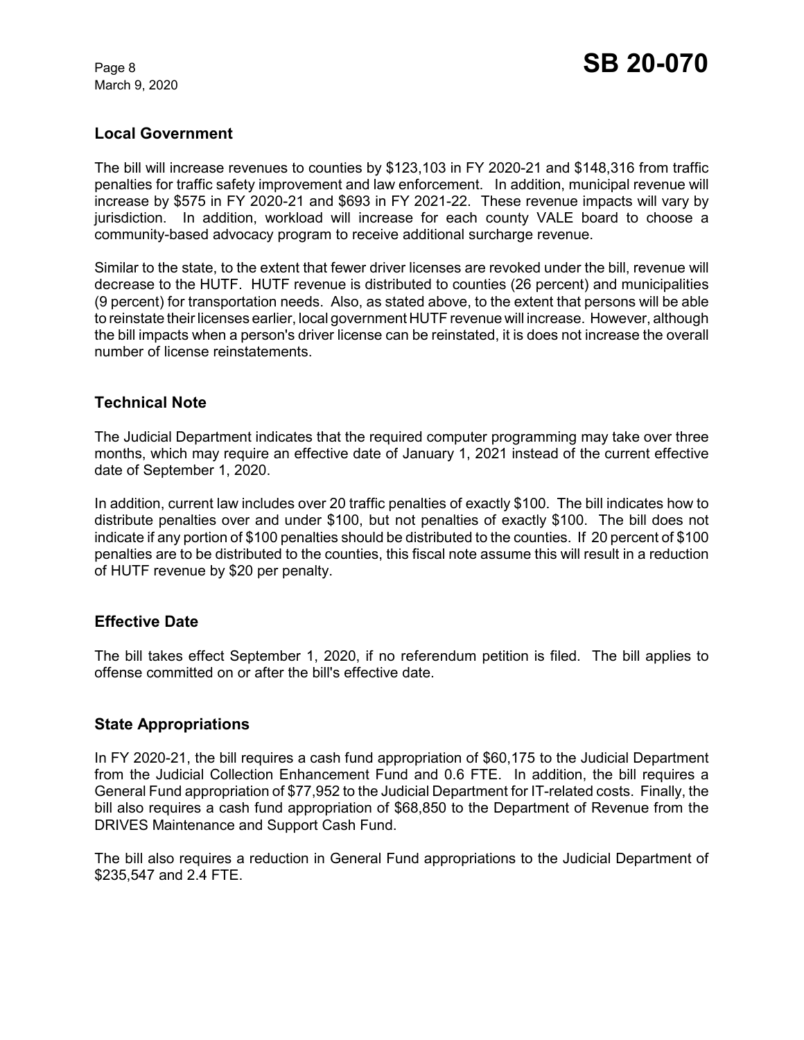## Local Government

The bill will increase revenues to counties by $123,103 in FY 2020-21 and $148,316 from traffic penalties for traffic safety improvement and law enforcement. In addition, municipal revenue will increase by $575 in FY 2020-21 and $693 in FY 2021-22. These revenue impacts will vary by jurisdiction. In addition, workload will increase for each county VALE board to choose a community-based advocacy program to receive additional surcharge revenue.

Similar to the state, to the extent that fewer driver licenses are revoked under the bill, revenue will decrease to the HUTF. HUTF revenue is distributed to counties (26 percent) and municipalities (9 percent) for transportation needs. Also, as stated above, to the extent that persons will be able to reinstate their licenses earlier, local government HUTF revenue will increase. However, although the bill impacts when a person's driver license can be reinstated, it is does not increase the overall number of license reinstatements.

## Technical Note

The Judicial Department indicates that the required computer programming may take over three months, which may require an effective date of January 1, 2021 instead of the current effective date of September 1, 2020.

In addition, current law includes over 20 traffic penalties of exactly $100. The bill indicates how to distribute penalties over and under $100, but not penalties of exactly $100. The bill does not indicate if any portion of $100 penalties should be distributed to the counties. If 20 percent of $100 penalties are to be distributed to the counties, this fiscal note assume this will result in a reduction of HUTF revenue by $20 per penalty.

## Effective Date

The bill takes effect September 1, 2020, if no referendum petition is filed. The bill applies to offense committed on or after the bill's effective date.

## State Appropriations

In FY 2020-21, the bill requires a cash fund appropriation of $60,175 to the Judicial Department from the Judicial Collection Enhancement Fund and 0.6 FTE. In addition, the bill requires a General Fund appropriation of $77,952 to the Judicial Department for IT-related costs. Finally, the bill also requires a cash fund appropriation of $68,850 to the Department of Revenue from the DRIVES Maintenance and Support Cash Fund.

The bill also requires a reduction in General Fund appropriations to the Judicial Department of $235,547 and 2.4 FTE.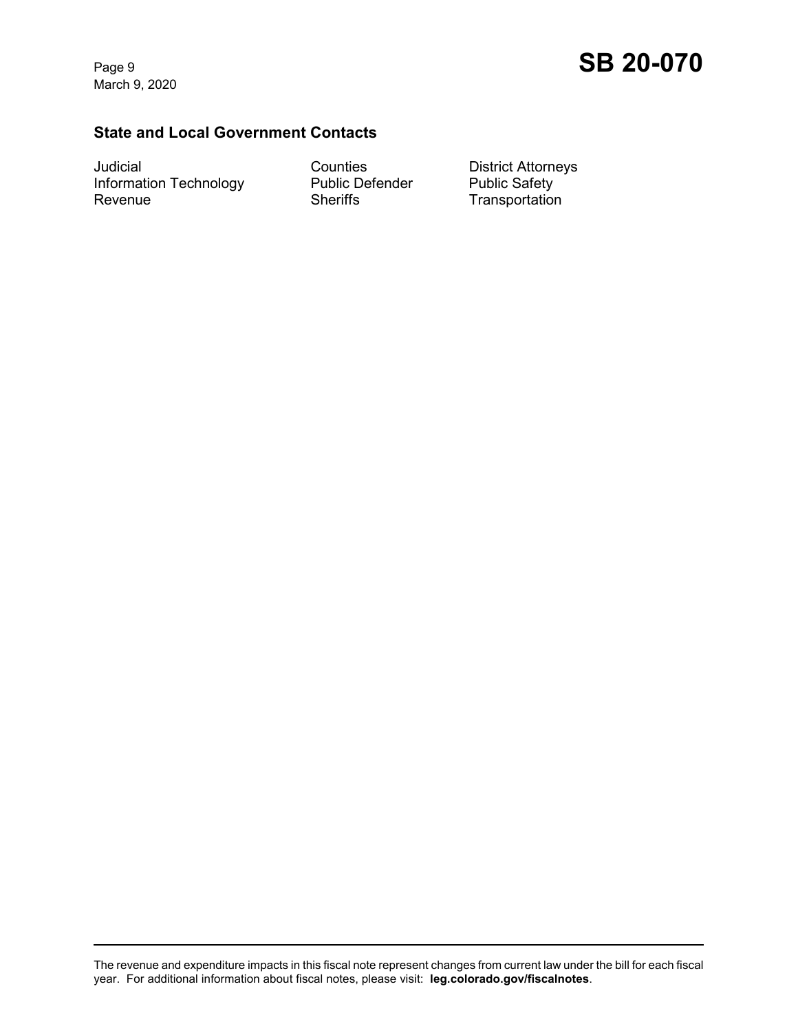## State and Local Government Contacts

| | | |
|---|---|---|
| Judicial | Counties | District Attorneys |
| Information Technology | Public Defender | Public Safety |
| Revenue | Sheriffs | Transportation |

The revenue and expenditure impacts in this fiscal note represent changes from current law under the bill for each fiscal year. For additional information about fiscal notes, please visit: **leg.colorado.gov/fiscalnotes**.